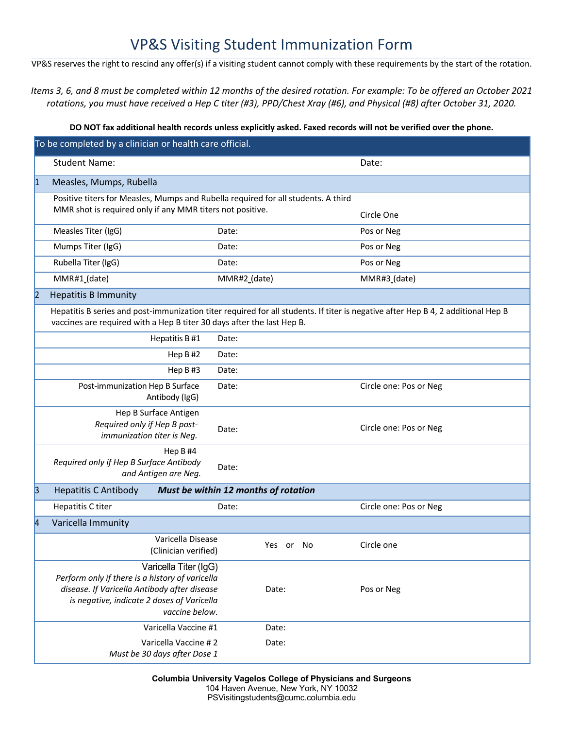# VP&S Visiting Student Immunization Form

VP&S reserves the right to rescind any offer(s) if a visiting student cannot comply with these requirements by the start of the rotation.

*Items 3, 6, and 8 must be completed within 12 months of the desired rotation. For example: To be offered an October 2021 rotations, you must have received a Hep C titer (#3), PPD/Chest Xray (#6), and Physical (#8) after October 31, 2020.*

**DO NOT fax additional health records unless explicitly asked. Faxed records will not be verified over the phone.**

| To be completed by a clinician or health care official. | | |
|---|---|---|
| Student Name: | | Date: |
| **1 Measles, Mumps, Rubella** | | |
| Positive titers for Measles, Mumps and Rubella required for all students. A third MMR shot is required only if any MMR titers not positive. | | Circle One |
| Measles Titer (IgG) | Date: | Pos or Neg |
| Mumps Titer (IgG) | Date: | Pos or Neg |
| Rubella Titer (IgG) | Date: | Pos or Neg |
| MMR#1 (date) | MMR#2 (date) | MMR#3 (date) |
| **2 Hepatitis B Immunity** | | |
| Hepatitis B series and post-immunization titer required for all students. If titer is negative after Hep B 4, 2 additional Hep B vaccines are required with a Hep B titer 30 days after the last Hep B. | | |
| Hepatitis B #1 | Date: | |
| Hep B #2 | Date: | |
| Hep B #3 | Date: | |
| Post-immunization Hep B Surface Antibody (IgG) | Date: | Circle one: Pos or Neg |
| Hep B Surface Antigen *Required only if Hep B post-immunization titer is Neg.* | Date: | Circle one: Pos or Neg |
| Hep B #4 *Required only if Hep B Surface Antibody and Antigen are Neg.* | Date: | |
| **3 Hepatitis C Antibody** ***Must be within 12 months of rotation*** | | |
| Hepatitis C titer | Date: | Circle one: Pos or Neg |
| **4 Varicella Immunity** | | |
| Varicella Disease (Clinician verified) | Yes or No | Circle one |
| Varicella Titer (IgG) *Perform only if there is a history of varicella disease. If Varicella Antibody after disease is negative, indicate 2 doses of Varicella vaccine below.* | Date: | Pos or Neg |
| Varicella Vaccine #1 | Date: | |
| Varicella Vaccine # 2 *Must be 30 days after Dose 1* | Date: | |

**Columbia University Vagelos College of Physicians and Surgeons**
104 Haven Avenue, New York, NY 10032
PSVisitingstudents@cumc.columbia.edu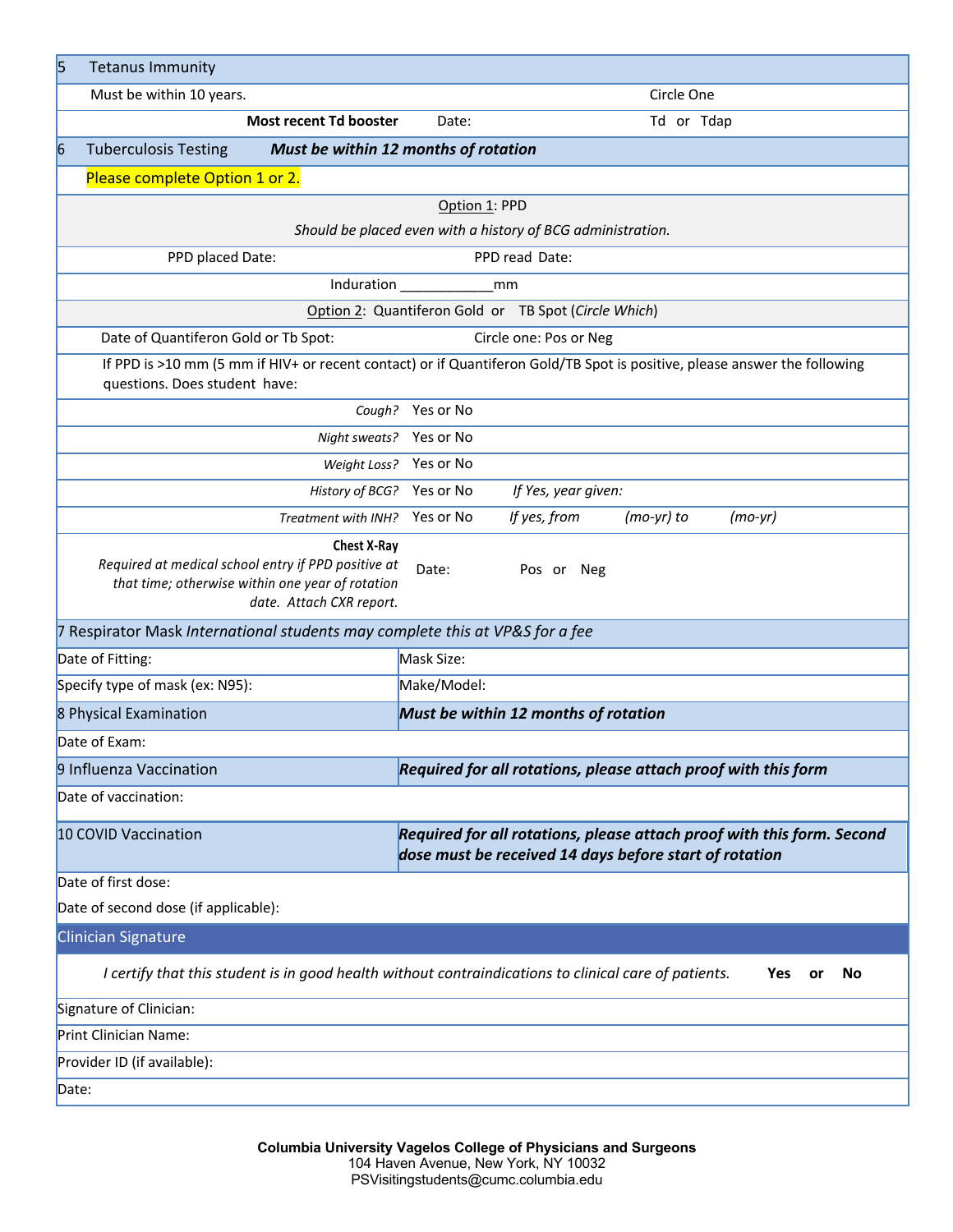| | | |
|---|---|---|
| **5 Tetanus Immunity** | | |
| Must be within 10 years. | | Circle One |
| **Most recent Td booster** | Date: | Td or Tdap |

| | | | |
|---|---|---|---|
| **6 Tuberculosis Testing** | ***Must be within 12 months of rotation*** | | |
| Please complete Option 1 or 2. | | | |
| Option 1: PPD<br>*Should be placed even with a history of BCG administration.* | | | |
| PPD placed Date: | PPD read Date: | | |
| Induration ____________mm | | | |
| Option 2: Quantiferon Gold or TB Spot (*Circle Which*) | | | |
| Date of Quantiferon Gold or Tb Spot: | Circle one: Pos or Neg | | |
| If PPD is >10 mm (5 mm if HIV+ or recent contact) or if Quantiferon Gold/TB Spot is positive, please answer the following questions. Does student have: | | | |
| *Cough?* | Yes or No | | |
| *Night sweats?* | Yes or No | | |
| *Weight Loss?* | Yes or No | | |
| *History of BCG?* | Yes or No | *If Yes, year given:* | |
| *Treatment with INH?* | Yes or No | *If yes, from (mo-yr) to* | *(mo-yr)* |
| **Chest X-Ray**<br>*Required at medical school entry if PPD positive at that time; otherwise within one year of rotation date. Attach CXR report.* | Date: | Pos or Neg | |

| | |
|---|---|
| **7 Respirator Mask** *International students may complete this at VP&S for a fee* | |
| Date of Fitting: | Mask Size: |
| Specify type of mask (ex: N95): | Make/Model: |
| **8 Physical Examination** | ***Must be within 12 months of rotation*** |
| Date of Exam: | |
| **9 Influenza Vaccination** | ***Required for all rotations, please attach proof with this form*** |
| Date of vaccination: | |
| **10 COVID Vaccination** | ***Required for all rotations, please attach proof with this form. Second dose must be received 14 days before start of rotation*** |
| Date of first dose:<br>Date of second dose (if applicable): | |

| | |
|---|---|
| **Clinician Signature** | |
| *I certify that this student is in good health without contraindications to clinical care of patients.* | **Yes or No** |
| Signature of Clinician: | |
| Print Clinician Name: | |
| Provider ID (if available): | |
| Date: | |

**Columbia University Vagelos College of Physicians and Surgeons**
104 Haven Avenue, New York, NY 10032
PSVisitingstudents@cumc.columbia.edu